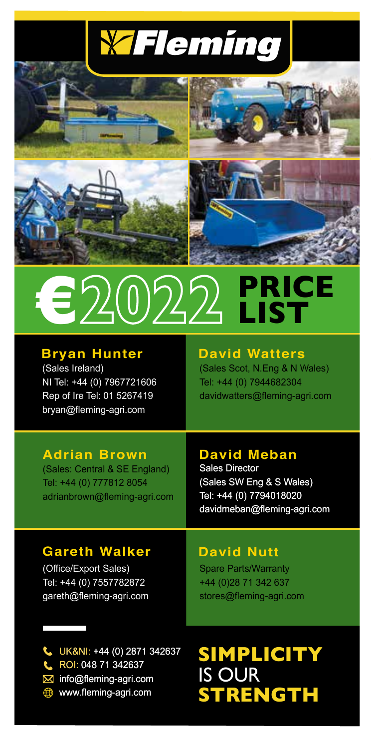# Fleming

# €2022 PRICE LIST

**Bryan Hunter**
(Sales Ireland)
NI Tel: +44 (0) 7967721606
Rep of Ire Tel: 01 5267419
bryan@fleming-agri.com

**David Watters**
(Sales Scot, N.Eng & N Wales)
Tel: +44 (0) 7944682304
davidwatters@fleming-agri.com

**Adrian Brown**
(Sales: Central & SE England)
Tel: +44 (0) 777812 8054
adrianbrown@fleming-agri.com

**David Meban**
Sales Director
(Sales SW Eng & S Wales)
Tel: +44 (0) 7794018020
davidmeban@fleming-agri.com

**Gareth Walker**
(Office/Export Sales)
Tel: +44 (0) 7557782872
gareth@fleming-agri.com

**David Nutt**
Spare Parts/Warranty
+44 (0)28 71 342 637
stores@fleming-agri.com

UK&NI: +44 (0) 2871 342637
ROI: 048 71 342637
info@fleming-agri.com
www.fleming-agri.com

**SIMPLICITY IS OUR STRENGTH**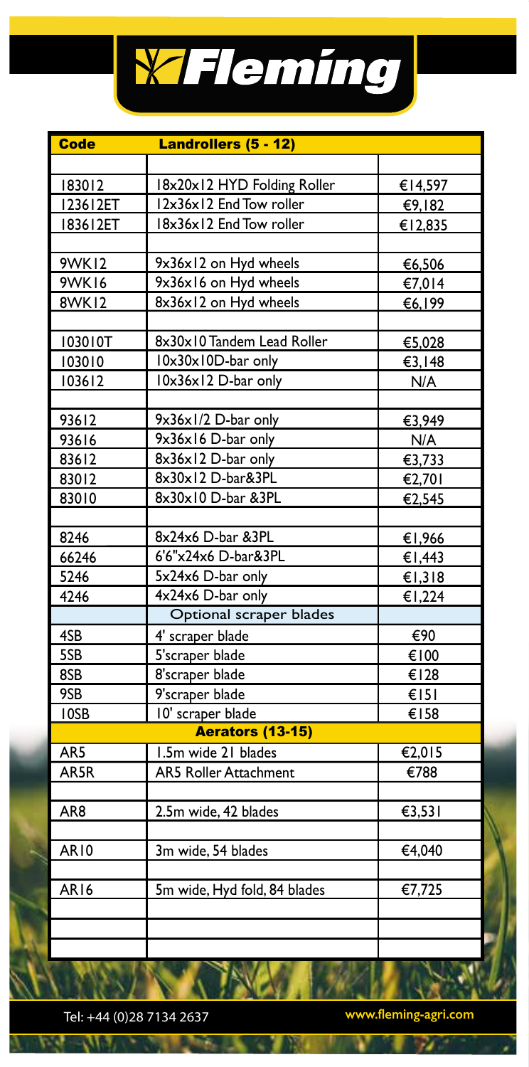# Fleming

| Code | Landrollers (5 - 12) | |
|---|---|---|
| | | |
| 183012 | 18x20x12 HYD Folding Roller | €14,597 |
| 123612ET | 12x36x12 End Tow roller | €9,182 |
| 183612ET | 18x36x12 End Tow roller | €12,835 |
| | | |
| 9WK12 | 9x36x12 on Hyd wheels | €6,506 |
| 9WK16 | 9x36x16 on Hyd wheels | €7,014 |
| 8WK12 | 8x36x12 on Hyd wheels | €6,199 |
| | | |
| 103010T | 8x30x10 Tandem Lead Roller | €5,028 |
| 103010 | 10x30x10D-bar only | €3,148 |
| 103612 | 10x36x12 D-bar only | N/A |
| | | |
| 93612 | 9x36x1/2 D-bar only | €3,949 |
| 93616 | 9x36x16 D-bar only | N/A |
| 83612 | 8x36x12 D-bar only | €3,733 |
| 83012 | 8x30x12 D-bar&3PL | €2,701 |
| 83010 | 8x30x10 D-bar &3PL | €2,545 |
| | | |
| 8246 | 8x24x6 D-bar &3PL | €1,966 |
| 66246 | 6'6"x24x6 D-bar&3PL | €1,443 |
| 5246 | 5x24x6 D-bar only | €1,318 |
| 4246 | 4x24x6 D-bar only | €1,224 |
| | Optional scraper blades | |
| 4SB | 4' scraper blade | €90 |
| 5SB | 5'scraper blade | €100 |
| 8SB | 8'scraper blade | €128 |
| 9SB | 9'scraper blade | €151 |
| 10SB | 10' scraper blade | €158 |
| | **Aerators (13-15)** | |
| AR5 | 1.5m wide 21 blades | €2,015 |
| AR5R | AR5 Roller Attachment | €788 |
| | | |
| AR8 | 2.5m wide, 42 blades | €3,531 |
| | | |
| AR10 | 3m wide, 54 blades | €4,040 |
| | | |
| AR16 | 5m wide, Hyd fold, 84 blades | €7,725 |

Tel: +44 (0)28 7134 2637 www.fleming-agri.com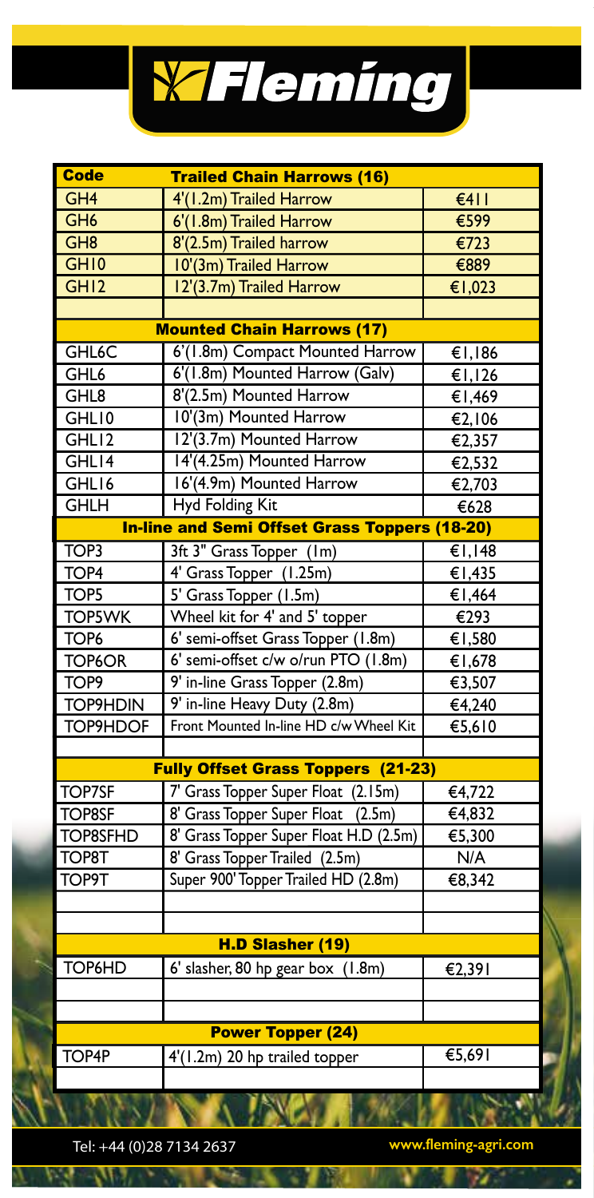# Fleming

| Code | Trailed Chain Harrows (16) | |
|---|---|---|
| GH4 | 4'(1.2m) Trailed Harrow | €411 |
| GH6 | 6'(1.8m) Trailed Harrow | €599 |
| GH8 | 8'(2.5m) Trailed harrow | €723 |
| GH10 | 10'(3m) Trailed Harrow | €889 |
| GH12 | 12'(3.7m) Trailed Harrow | €1,023 |
| | | |
| | **Mounted Chain Harrows (17)** | |
| GHL6C | 6'(1.8m) Compact Mounted Harrow | €1,186 |
| GHL6 | 6'(1.8m) Mounted Harrow (Galv) | €1,126 |
| GHL8 | 8'(2.5m) Mounted Harrow | €1,469 |
| GHL10 | 10'(3m) Mounted Harrow | €2,106 |
| GHL12 | 12'(3.7m) Mounted Harrow | €2,357 |
| GHL14 | 14'(4.25m) Mounted Harrow | €2,532 |
| GHL16 | 16'(4.9m) Mounted Harrow | €2,703 |
| GHLH | Hyd Folding Kit | €628 |
| | **In-line and Semi Offset Grass Toppers (18-20)** | |
| TOP3 | 3ft 3" Grass Topper (1m) | €1,148 |
| TOP4 | 4' Grass Topper (1.25m) | €1,435 |
| TOP5 | 5' Grass Topper (1.5m) | €1,464 |
| TOP5WK | Wheel kit for 4' and 5' topper | €293 |
| TOP6 | 6' semi-offset Grass Topper (1.8m) | €1,580 |
| TOP6OR | 6' semi-offset c/w o/run PTO (1.8m) | €1,678 |
| TOP9 | 9' in-line Grass Topper (2.8m) | €3,507 |
| TOP9HDIN | 9' in-line Heavy Duty (2.8m) | €4,240 |
| TOP9HDOF | Front Mounted In-line HD c/w Wheel Kit | €5,610 |
| | | |
| | **Fully Offset Grass Toppers (21-23)** | |
| TOP7SF | 7' Grass Topper Super Float (2.15m) | €4,722 |
| TOP8SF | 8' Grass Topper Super Float (2.5m) | €4,832 |
| TOP8SFHD | 8' Grass Topper Super Float H.D (2.5m) | €5,300 |
| TOP8T | 8' Grass Topper Trailed (2.5m) | N/A |
| TOP9T | Super 900' Topper Trailed HD (2.8m) | €8,342 |
| | | |
| | | |
| | **H.D Slasher (19)** | |
| TOP6HD | 6' slasher, 80 hp gear box (1.8m) | €2,391 |
| | | |
| | | |
| | **Power Topper (24)** | |
| TOP4P | 4'(1.2m) 20 hp trailed topper | €5,691 |
| | | |

Tel: +44 (0)28 7134 2637 www.fleming-agri.com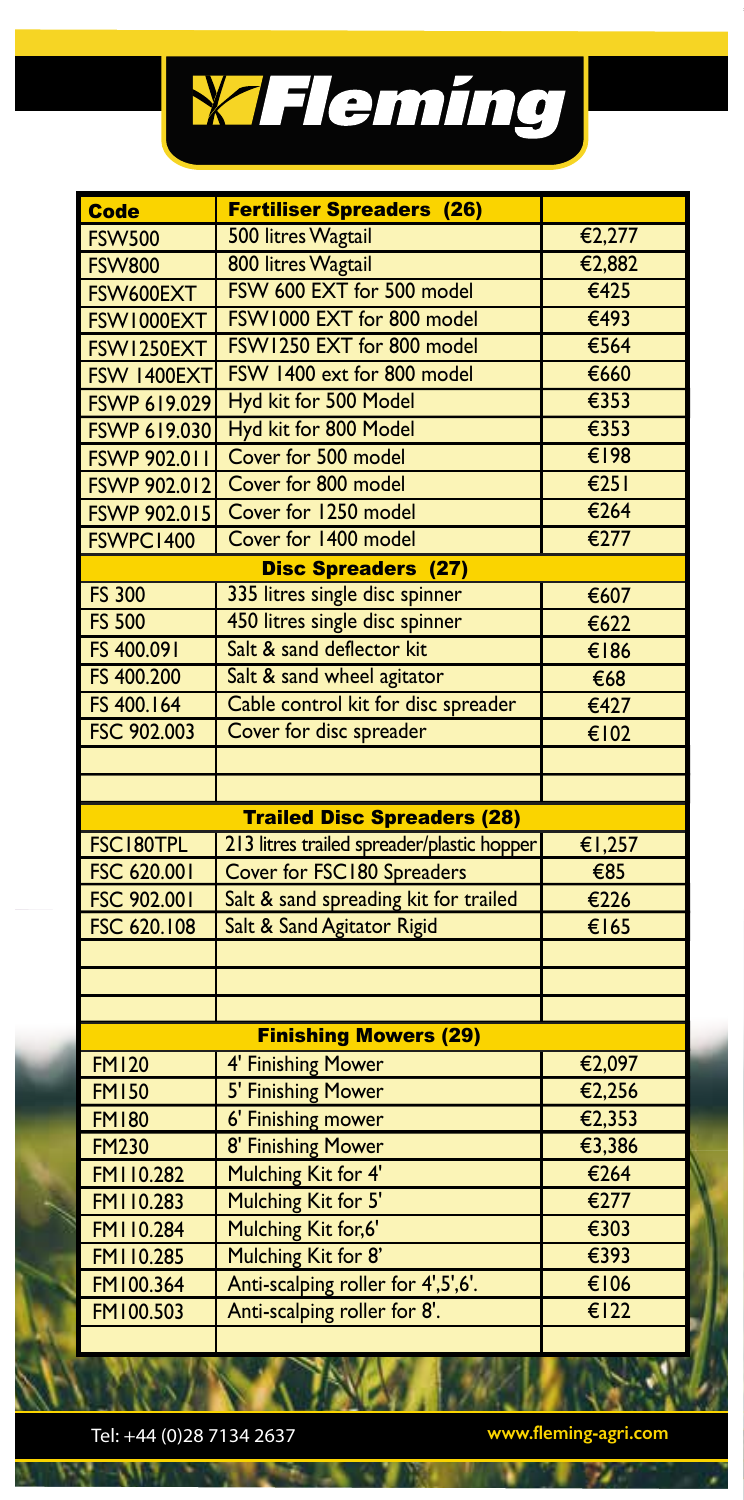# Fleming

| Code | Fertiliser Spreaders (26) | |
|---|---|---|
| FSW500 | 500 litres Wagtail | €2,277 |
| FSW800 | 800 litres Wagtail | €2,882 |
| FSW600EXT | FSW 600 EXT for 500 model | €425 |
| FSW1000EXT | FSW1000 EXT for 800 model | €493 |
| FSW1250EXT | FSW1250 EXT for 800 model | €564 |
| FSW 1400EXT | FSW 1400 ext for 800 model | €660 |
| FSWP 619.029 | Hyd kit for 500 Model | €353 |
| FSWP 619.030 | Hyd kit for 800 Model | €353 |
| FSWP 902.011 | Cover for 500 model | €198 |
| FSWP 902.012 | Cover for 800 model | €251 |
| FSWP 902.015 | Cover for 1250 model | €264 |
| FSWPC1400 | Cover for 1400 model | €277 |
| | **Disc Spreaders (27)** | |
| FS 300 | 335 litres single disc spinner | €607 |
| FS 500 | 450 litres single disc spinner | €622 |
| FS 400.091 | Salt & sand deflector kit | €186 |
| FS 400.200 | Salt & sand wheel agitator | €68 |
| FS 400.164 | Cable control kit for disc spreader | €427 |
| FSC 902.003 | Cover for disc spreader | €102 |
| | | |
| | | |
| | **Trailed Disc Spreaders (28)** | |
| FSC180TPL | 213 litres trailed spreader/plastic hopper | €1,257 |
| FSC 620.001 | Cover for FSC180 Spreaders | €85 |
| FSC 902.001 | Salt & sand spreading kit for trailed | €226 |
| FSC 620.108 | Salt & Sand Agitator Rigid | €165 |
| | | |
| | | |
| | | |
| | **Finishing Mowers (29)** | |
| FM120 | 4' Finishing Mower | €2,097 |
| FM150 | 5' Finishing Mower | €2,256 |
| FM180 | 6' Finishing mower | €2,353 |
| FM230 | 8' Finishing Mower | €3,386 |
| FM110.282 | Mulching Kit for 4' | €264 |
| FM110.283 | Mulching Kit for 5' | €277 |
| FM110.284 | Mulching Kit for,6' | €303 |
| FM110.285 | Mulching Kit for 8' | €393 |
| FM100.364 | Anti-scalping roller for 4',5',6'. | €106 |
| FM100.503 | Anti-scalping roller for 8'. | €122 |
| | | |

Tel: +44 (0)28 7134 2637 www.fleming-agri.com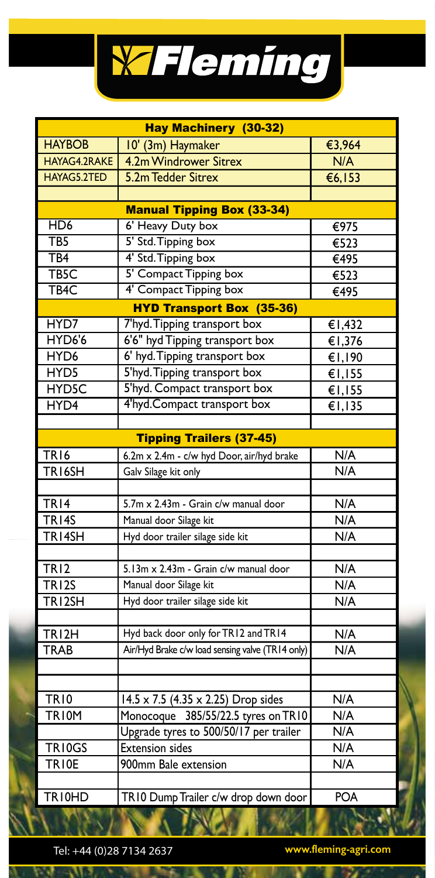# Fleming

| Hay Machinery (30-32) | | |
|---|---|---|
| HAYBOB | 10' (3m) Haymaker | €3,964 |
| HAYAG4.2RAKE | 4.2m Windrower Sitrex | N/A |
| HAYAG5.2TED | 5.2m Tedder Sitrex | €6,153 |
| | | |
| **Manual Tipping Box (33-34)** | | |
| HD6 | 6' Heavy Duty box | €975 |
| TB5 | 5' Std. Tipping box | €523 |
| TB4 | 4' Std. Tipping box | €495 |
| TB5C | 5' Compact Tipping box | €523 |
| TB4C | 4' Compact Tipping box | €495 |
| **HYD Transport Box (35-36)** | | |
| HYD7 | 7'hyd. Tipping transport box | €1,432 |
| HYD6'6 | 6'6" hyd Tipping transport box | €1,376 |
| HYD6 | 6' hyd. Tipping transport box | €1,190 |
| HYD5 | 5'hyd. Tipping transport box | €1,155 |
| HYD5C | 5'hyd. Compact transport box | €1,155 |
| HYD4 | 4'hyd.Compact transport box | €1,135 |
| | | |
| **Tipping Trailers (37-45)** | | |
| TR16 | 6.2m x 2.4m - c/w hyd Door, air/hyd brake | N/A |
| TR16SH | Galv Silage kit only | N/A |
| | | |
| TR14 | 5.7m x 2.43m - Grain c/w manual door | N/A |
| TR14S | Manual door Silage kit | N/A |
| TR14SH | Hyd door trailer silage side kit | N/A |
| | | |
| TR12 | 5.13m x 2.43m - Grain c/w manual door | N/A |
| TR12S | Manual door Silage kit | N/A |
| TR12SH | Hyd door trailer silage side kit | N/A |
| | | |
| TR12H | Hyd back door only for TR12 and TR14 | N/A |
| TRAB | Air/Hyd Brake c/w load sensing valve (TR14 only) | N/A |
| | | |
| | | |
| TR10 | 14.5 x 7.5 (4.35 x 2.25) Drop sides | N/A |
| TR10M | Monocoque 385/55/22.5 tyres on TR10 | N/A |
| | Upgrade tyres to 500/50/17 per trailer | N/A |
| TR10GS | Extension sides | N/A |
| TR10E | 900mm Bale extension | N/A |
| | | |
| TR10HD | TR10 Dump Trailer c/w drop down door | POA |

Tel: +44 (0)28 7134 2637 www.fleming-agri.com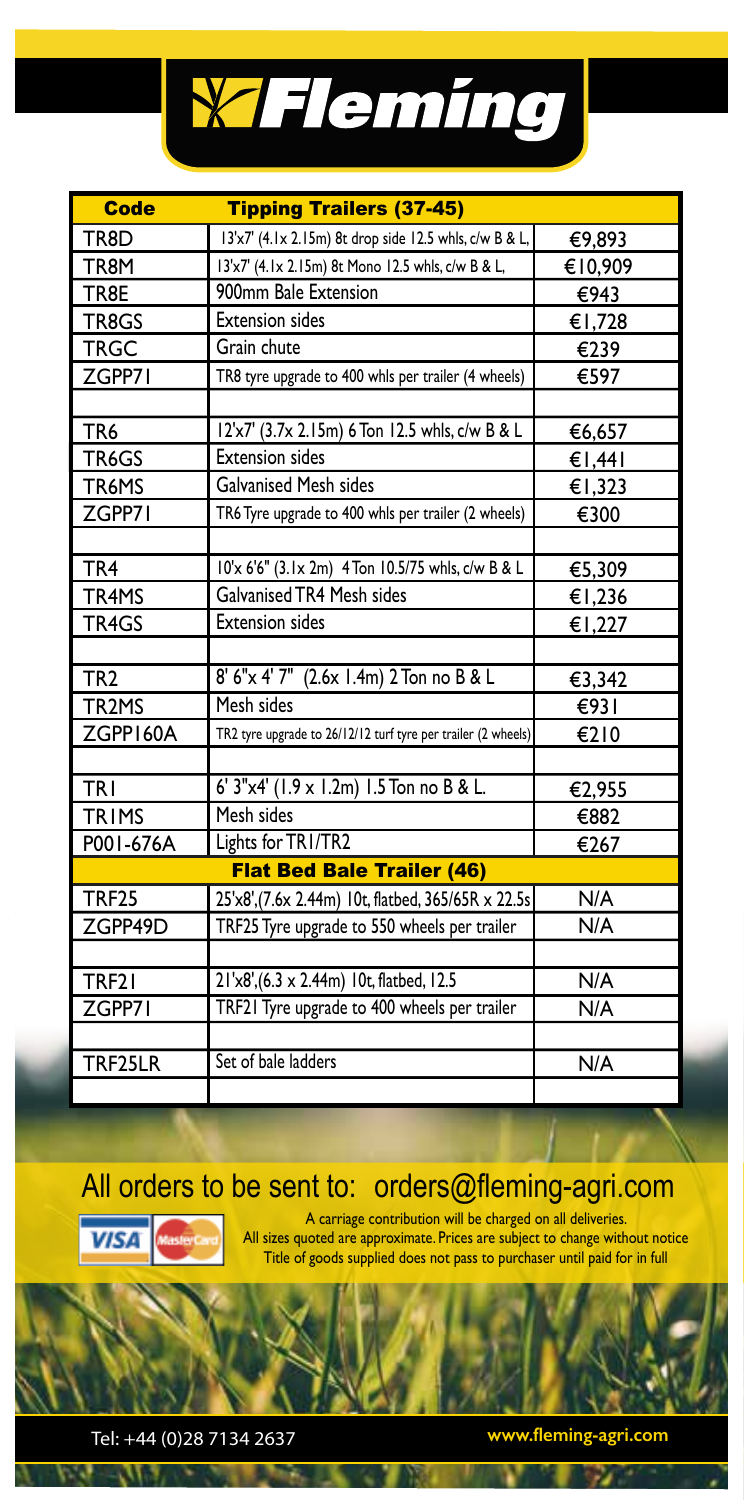# Fleming

| Code | Tipping Trailers (37-45) | |
|---|---|---|
| TR8D | 13'x7' (4.1x 2.15m) 8t drop side 12.5 whls, c/w B & L, | €9,893 |
| TR8M | 13'x7' (4.1x 2.15m) 8t Mono 12.5 whls, c/w B & L, | €10,909 |
| TR8E | 900mm Bale Extension | €943 |
| TR8GS | Extension sides | €1,728 |
| TRGC | Grain chute | €239 |
| ZGPP71 | TR8 tyre upgrade to 400 whls per trailer (4 wheels) | €597 |
| | | |
| TR6 | 12'x7' (3.7x 2.15m) 6 Ton 12.5 whls, c/w B & L | €6,657 |
| TR6GS | Extension sides | €1,441 |
| TR6MS | Galvanised Mesh sides | €1,323 |
| ZGPP71 | TR6 Tyre upgrade to 400 whls per trailer (2 wheels) | €300 |
| | | |
| TR4 | 10'x 6'6" (3.1x 2m) 4 Ton 10.5/75 whls, c/w B & L | €5,309 |
| TR4MS | Galvanised TR4 Mesh sides | €1,236 |
| TR4GS | Extension sides | €1,227 |
| | | |
| TR2 | 8' 6"x 4' 7" (2.6x 1.4m) 2 Ton no B & L | €3,342 |
| TR2MS | Mesh sides | €931 |
| ZGPP160A | TR2 tyre upgrade to 26/12/12 turf tyre per trailer (2 wheels) | €210 |
| | | |
| TR1 | 6' 3"x4' (1.9 x 1.2m) 1.5 Ton no B & L. | €2,955 |
| TR1MS | Mesh sides | €882 |
| P001-676A | Lights for TR1/TR2 | €267 |
| | **Flat Bed Bale Trailer (46)** | |
| TRF25 | 25'x8',(7.6x 2.44m) 10t, flatbed, 365/65R x 22.5s | N/A |
| ZGPP49D | TRF25 Tyre upgrade to 550 wheels per trailer | N/A |
| | | |
| TRF21 | 21'x8',(6.3 x 2.44m) 10t, flatbed, 12.5 | N/A |
| ZGPP71 | TRF21 Tyre upgrade to 400 wheels per trailer | N/A |
| | | |
| TRF25LR | Set of bale ladders | N/A |
| | | |

All orders to be sent to: orders@fleming-agri.com

A carriage contribution will be charged on all deliveries.
All sizes quoted are approximate. Prices are subject to change without notice
Title of goods supplied does not pass to purchaser until paid for in full

Tel: +44 (0)28 7134 2637

www.fleming-agri.com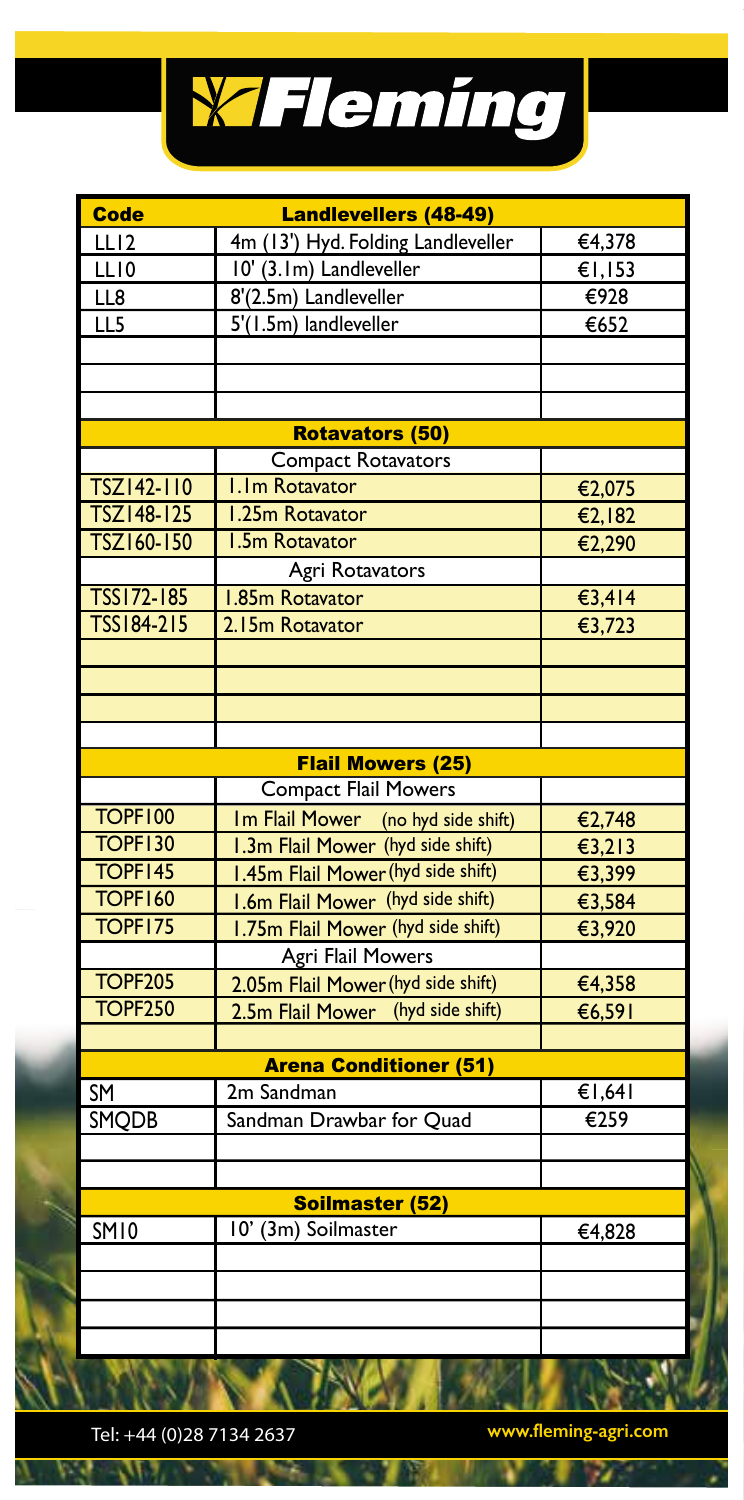# Fleming

| Code | Landlevellers (48-49) | |
|---|---|---|
| LL12 | 4m (13') Hyd. Folding Landleveller | €4,378 |
| LL10 | 10' (3.1m) Landleveller | €1,153 |
| LL8 | 8'(2.5m) Landleveller | €928 |
| LL5 | 5'(1.5m) landleveller | €652 |
| | | |
| | | |
| | | |
| | **Rotavators (50)** | |
| | Compact Rotavators | |
| TSZ142-110 | 1.1m Rotavator | €2,075 |
| TSZ148-125 | 1.25m Rotavator | €2,182 |
| TSZ160-150 | 1.5m Rotavator | €2,290 |
| | Agri Rotavators | |
| TSS172-185 | 1.85m Rotavator | €3,414 |
| TSS184-215 | 2.15m Rotavator | €3,723 |
| | | |
| | | |
| | | |
| | | |
| | **Flail Mowers (25)** | |
| | Compact Flail Mowers | |
| TOPF100 | 1m Flail Mower (no hyd side shift) | €2,748 |
| TOPF130 | 1.3m Flail Mower (hyd side shift) | €3,213 |
| TOPF145 | 1.45m Flail Mower (hyd side shift) | €3,399 |
| TOPF160 | 1.6m Flail Mower (hyd side shift) | €3,584 |
| TOPF175 | 1.75m Flail Mower (hyd side shift) | €3,920 |
| | Agri Flail Mowers | |
| TOPF205 | 2.05m Flail Mower (hyd side shift) | €4,358 |
| TOPF250 | 2.5m Flail Mower (hyd side shift) | €6,591 |
| | | |
| | **Arena Conditioner (51)** | |
| SM | 2m Sandman | €1,641 |
| SMQDB | Sandman Drawbar for Quad | €259 |
| | | |
| | | |
| | **Soilmaster (52)** | |
| SM10 | 10' (3m) Soilmaster | €4,828 |
| | | |
| | | |
| | | |
| | | |

Tel: +44 (0)28 7134 2637 www.fleming-agri.com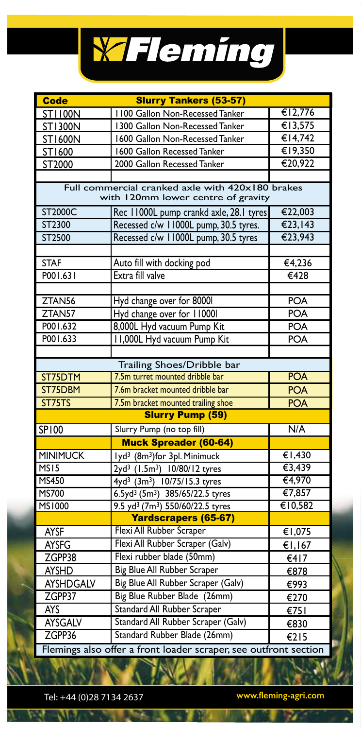# Fleming

| Code | Slurry Tankers (53-57) | |
|---|---|---|
| ST1100N | 1100 Gallon Non-Recessed Tanker | €12,776 |
| ST1300N | 1300 Gallon Non-Recessed Tanker | €13,575 |
| ST1600N | 1600 Gallon Non-Recessed Tanker | €14,742 |
| ST1600 | 1600 Gallon Recessed Tanker | €19,350 |
| ST2000 | 2000 Gallon Recessed Tanker | €20,922 |
| | | |
| Full commercial cranked axle with 420x180 brakes with 120mm lower centre of gravity | | |
| ST2000C | Rec 11000L pump crankd axle, 28.1 tyres | €22,003 |
| ST2300 | Recessed c/w 11000L pump, 30.5 tyres. | €23,143 |
| ST2500 | Recessed c/w 11000L pump, 30.5 tyres | €23,943 |
| | | |
| STAF | Auto fill with docking pod | €4,236 |
| P001.631 | Extra fill valve | €428 |
| | | |
| ZTAN56 | Hyd change over for 8000l | POA |
| ZTAN57 | Hyd change over for 11000l | POA |
| P001.632 | 8,000L Hyd vacuum Pump Kit | POA |
| P001.633 | 11,000L Hyd vacuum Pump Kit | POA |
| | | |
| Trailing Shoes/Dribble bar | | |
| ST75DTM | 7.5m turret mounted dribble bar | POA |
| ST75DBM | 7.6m bracket mounted dribble bar | POA |
| ST75TS | 7.5m bracket mounted trailing shoe | POA |
| | **Slurry Pump (59)** | |
| SP100 | Slurry Pump (no top fill) | N/A |
| | **Muck Spreader (60-64)** | |
| MINIMUCK | 1yd$^3$ (8m$^3$)for 3pl. Minimuck | €1,430 |
| MS15 | 2yd$^3$ (1.5m$^3$) 10/80/12 tyres | €3,439 |
| MS450 | 4yd$^3$ (3m$^3$) 10/75/15.3 tyres | €4,970 |
| MS700 | 6.5yd$^3$ (5m$^3$) 385/65/22.5 tyres | €7,857 |
| MS1000 | 9.5 yd$^3$ (7m$^3$) 550/60/22.5 tyres | €10,582 |
| | **Yardscrapers (65-67)** | |
| AYSF | Flexi All Rubber Scraper | €1,075 |
| AYSFG | Flexi All Rubber Scraper (Galv) | €1,167 |
| ZGPP38 | Flexi rubber blade (50mm) | €417 |
| AYSHD | Big Blue All Rubber Scraper | €878 |
| AYSHDGALV | Big Blue All Rubber Scraper (Galv) | €993 |
| ZGPP37 | Big Blue Rubber Blade (26mm) | €270 |
| AYS | Standard All Rubber Scraper | €751 |
| AYSGALV | Standard All Rubber Scraper (Galv) | €830 |
| ZGPP36 | Standard Rubber Blade (26mm) | €215 |

Flemings also offer a front loader scraper, see outfront section

Tel: +44 (0)28 7134 2637 www.fleming-agri.com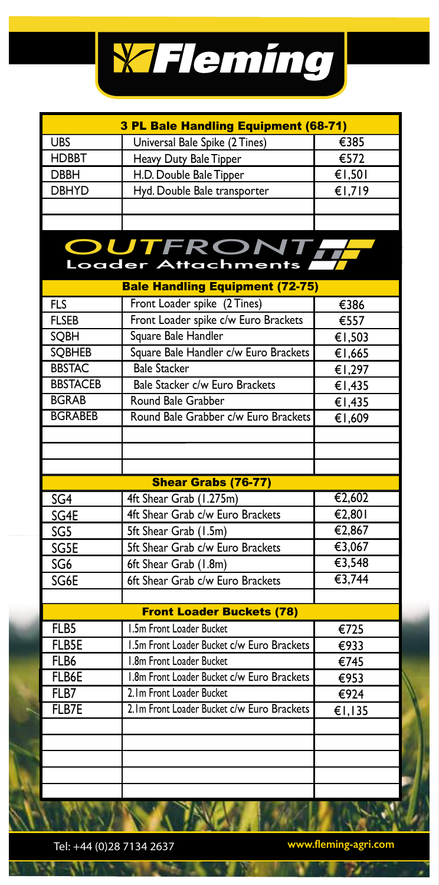# Fleming

| 3 PL Bale Handling Equipment (68-71) | | |
|---|---|---|
| UBS | Universal Bale Spike (2 Tines) | €385 |
| HDBBT | Heavy Duty Bale Tipper | €572 |
| DBBH | H.D. Double Bale Tipper | €1,501 |
| DBHYD | Hyd. Double Bale transporter | €1,719 |

## OUTFRONT Loader Attachments

| Bale Handling Equipment (72-75) | | |
|---|---|---|
| FLS | Front Loader spike (2 Tines) | €386 |
| FLSEB | Front Loader spike c/w Euro Brackets | €557 |
| SQBH | Square Bale Handler | €1,503 |
| SQBHEB | Square Bale Handler c/w Euro Brackets | €1,665 |
| BBSTAC | Bale Stacker | €1,297 |
| BBSTACEB | Bale Stacker c/w Euro Brackets | €1,435 |
| BGRAB | Round Bale Grabber | €1,435 |
| BGRABEB | Round Bale Grabber c/w Euro Brackets | €1,609 |

| Shear Grabs (76-77) | | |
|---|---|---|
| SG4 | 4ft Shear Grab (1.275m) | €2,602 |
| SG4E | 4ft Shear Grab c/w Euro Brackets | €2,801 |
| SG5 | 5ft Shear Grab (1.5m) | €2,867 |
| SG5E | 5ft Shear Grab c/w Euro Brackets | €3,067 |
| SG6 | 6ft Shear Grab (1.8m) | €3,548 |
| SG6E | 6ft Shear Grab c/w Euro Brackets | €3,744 |

| Front Loader Buckets (78) | | |
|---|---|---|
| FLB5 | 1.5m Front Loader Bucket | €725 |
| FLB5E | 1.5m Front Loader Bucket c/w Euro Brackets | €933 |
| FLB6 | 1.8m Front Loader Bucket | €745 |
| FLB6E | 1.8m Front Loader Bucket c/w Euro Brackets | €953 |
| FLB7 | 2.1m Front Loader Bucket | €924 |
| FLB7E | 2.1m Front Loader Bucket c/w Euro Brackets | €1,135 |

Tel: +44 (0)28 7134 2637 www.fleming-agri.com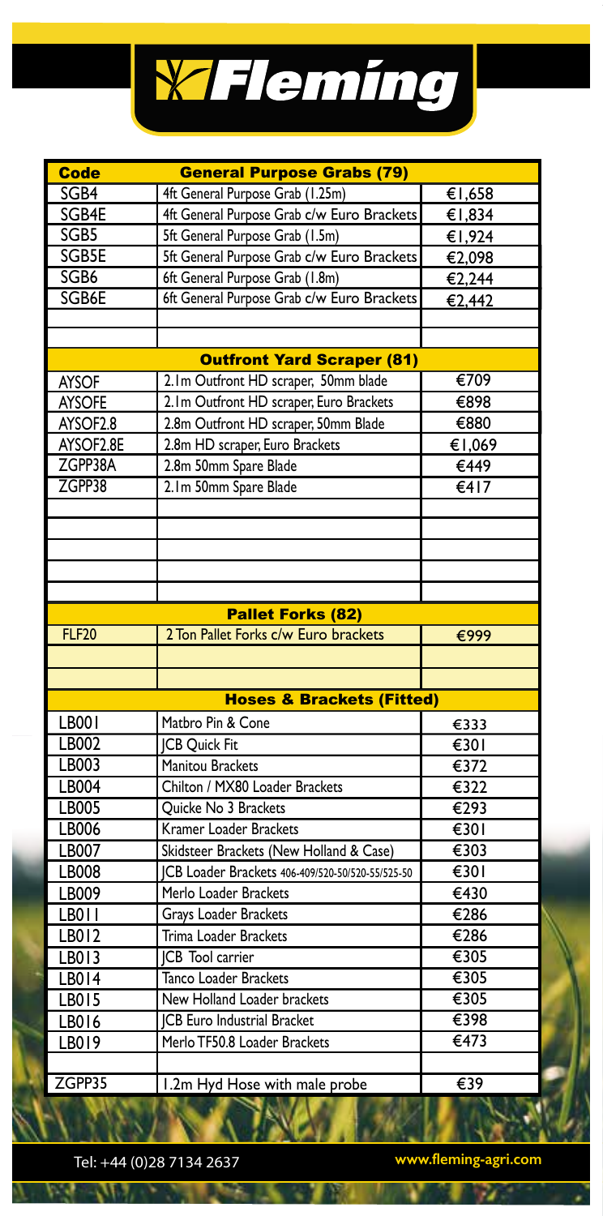# Fleming

| Code | General Purpose Grabs (79) | |
|---|---|---|
| SGB4 | 4ft General Purpose Grab (1.25m) | €1,658 |
| SGB4E | 4ft General Purpose Grab c/w Euro Brackets | €1,834 |
| SGB5 | 5ft General Purpose Grab (1.5m) | €1,924 |
| SGB5E | 5ft General Purpose Grab c/w Euro Brackets | €2,098 |
| SGB6 | 6ft General Purpose Grab (1.8m) | €2,244 |
| SGB6E | 6ft General Purpose Grab c/w Euro Brackets | €2,442 |
| | | |
| | | |
| | **Outfront Yard Scraper (81)** | |
| AYSOF | 2.1m Outfront HD scraper, 50mm blade | €709 |
| AYSOFE | 2.1m Outfront HD scraper, Euro Brackets | €898 |
| AYSOF2.8 | 2.8m Outfront HD scraper, 50mm Blade | €880 |
| AYSOF2.8E | 2.8m HD scraper, Euro Brackets | €1,069 |
| ZGPP38A | 2.8m 50mm Spare Blade | €449 |
| ZGPP38 | 2.1m 50mm Spare Blade | €417 |
| | | |
| | | |
| | | |
| | | |
| | | |
| | **Pallet Forks (82)** | |
| FLF20 | 2 Ton Pallet Forks c/w Euro brackets | €999 |
| | | |
| | | |
| | **Hoses & Brackets (Fitted)** | |
| LB001 | Matbro Pin & Cone | €333 |
| LB002 | JCB Quick Fit | €301 |
| LB003 | Manitou Brackets | €372 |
| LB004 | Chilton / MX80 Loader Brackets | €322 |
| LB005 | Quicke No 3 Brackets | €293 |
| LB006 | Kramer Loader Brackets | €301 |
| LB007 | Skidsteer Brackets (New Holland & Case) | €303 |
| LB008 | JCB Loader Brackets 406-409/520-50/520-55/525-50 | €301 |
| LB009 | Merlo Loader Brackets | €430 |
| LB011 | Grays Loader Brackets | €286 |
| LB012 | Trima Loader Brackets | €286 |
| LB013 | JCB Tool carrier | €305 |
| LB014 | Tanco Loader Brackets | €305 |
| LB015 | New Holland Loader brackets | €305 |
| LB016 | JCB Euro Industrial Bracket | €398 |
| LB019 | Merlo TF50.8 Loader Brackets | €473 |
| | | |
| ZGPP35 | 1.2m Hyd Hose with male probe | €39 |

Tel: +44 (0)28 7134 2637 www.fleming-agri.com